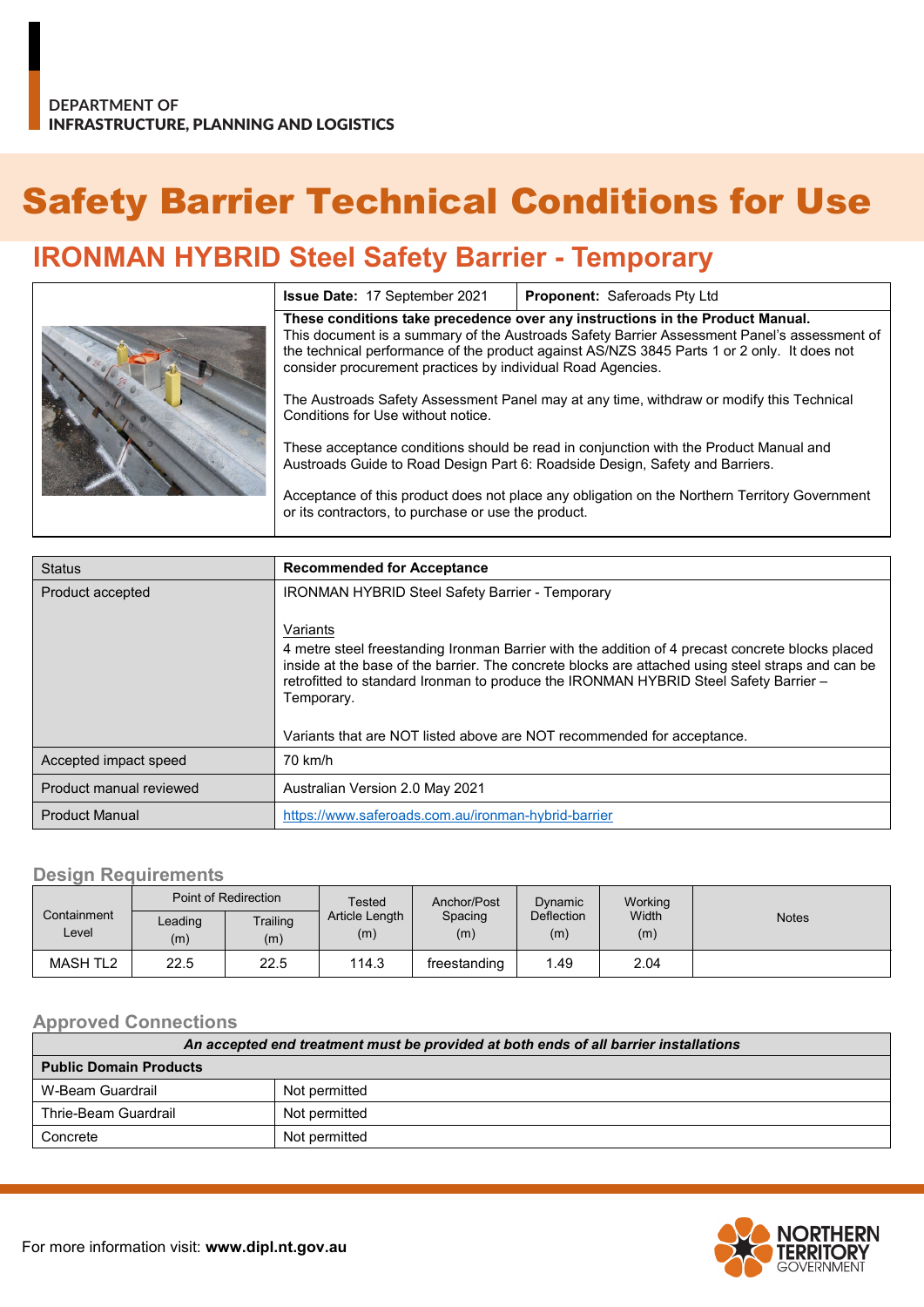DEPARTMENT OF
INFRASTRUCTURE, PLANNING AND LOGISTICS

# Safety Barrier Technical Conditions for Use

## IRONMAN HYBRID Steel Safety Barrier - Temporary

| **Issue Date:** 17 September 2021 | **Proponent:** Saferoads Pty Ltd |
|---|---|

**These conditions take precedence over any instructions in the Product Manual.**
This document is a summary of the Austroads Safety Barrier Assessment Panel's assessment of the technical performance of the product against AS/NZS 3845 Parts 1 or 2 only. It does not consider procurement practices by individual Road Agencies.

The Austroads Safety Assessment Panel may at any time, withdraw or modify this Technical Conditions for Use without notice.

These acceptance conditions should be read in conjunction with the Product Manual and Austroads Guide to Road Design Part 6: Roadside Design, Safety and Barriers.

Acceptance of this product does not place any obligation on the Northern Territory Government or its contractors, to purchase or use the product.

| Status | **Recommended for Acceptance** |
|---|---|
| Product accepted | IRONMAN HYBRID Steel Safety Barrier - Temporary<br><br>Variants<br>4 metre steel freestanding Ironman Barrier with the addition of 4 precast concrete blocks placed inside at the base of the barrier. The concrete blocks are attached using steel straps and can be retrofitted to standard Ironman to produce the IRONMAN HYBRID Steel Safety Barrier – Temporary.<br><br>Variants that are NOT listed above are NOT recommended for acceptance. |
| Accepted impact speed | 70 km/h |
| Product manual reviewed | Australian Version 2.0 May 2021 |
| Product Manual | https://www.saferoads.com.au/ironman-hybrid-barrier |

### Design Requirements

| Containment Level | Point of Redirection | | Tested Article Length (m) | Anchor/Post Spacing (m) | Dynamic Deflection (m) | Working Width (m) | Notes |
|---|---|---|---|---|---|---|---|
| | Leading (m) | Trailing (m) | | | | | |
| MASH TL2 | 22.5 | 22.5 | 114.3 | freestanding | 1.49 | 2.04 | |

### Approved Connections

| *An accepted end treatment must be provided at both ends of all barrier installations* | |
|---|---|
| **Public Domain Products** | |
| W-Beam Guardrail | Not permitted |
| Thrie-Beam Guardrail | Not permitted |
| Concrete | Not permitted |

For more information visit: **www.dipl.nt.gov.au**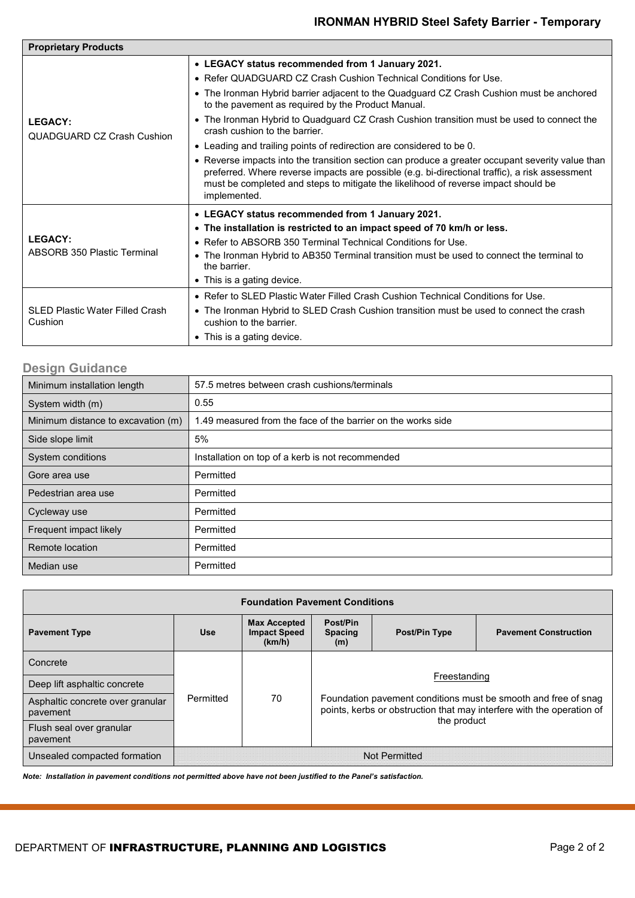| Proprietary Products | |
|---|---|
| **LEGACY:**<br>QUADGUARD CZ Crash Cushion | • **LEGACY status recommended from 1 January 2021.**<br>• Refer QUADGUARD CZ Crash Cushion Technical Conditions for Use.<br>• The Ironman Hybrid barrier adjacent to the Quadguard CZ Crash Cushion must be anchored to the pavement as required by the Product Manual.<br>• The Ironman Hybrid to Quadguard CZ Crash Cushion transition must be used to connect the crash cushion to the barrier.<br>• Leading and trailing points of redirection are considered to be 0.<br>• Reverse impacts into the transition section can produce a greater occupant severity value than preferred. Where reverse impacts are possible (e.g. bi-directional traffic), a risk assessment must be completed and steps to mitigate the likelihood of reverse impact should be implemented. |
| **LEGACY:**<br>ABSORB 350 Plastic Terminal | • **LEGACY status recommended from 1 January 2021.**<br>• **The installation is restricted to an impact speed of 70 km/h or less.**<br>• Refer to ABSORB 350 Terminal Technical Conditions for Use.<br>• The Ironman Hybrid to AB350 Terminal transition must be used to connect the terminal to the barrier.<br>• This is a gating device. |
| SLED Plastic Water Filled Crash Cushion | • Refer to SLED Plastic Water Filled Crash Cushion Technical Conditions for Use.<br>• The Ironman Hybrid to SLED Crash Cushion transition must be used to connect the crash cushion to the barrier.<br>• This is a gating device. |

## Design Guidance

| | |
|---|---|
| Minimum installation length | 57.5 metres between crash cushions/terminals |
| System width (m) | 0.55 |
| Minimum distance to excavation (m) | 1.49 measured from the face of the barrier on the works side |
| Side slope limit | 5% |
| System conditions | Installation on top of a kerb is not recommended |
| Gore area use | Permitted |
| Pedestrian area use | Permitted |
| Cycleway use | Permitted |
| Frequent impact likely | Permitted |
| Remote location | Permitted |
| Median use | Permitted |

| Foundation Pavement Conditions | | | | | |
|---|---|---|---|---|---|
| **Pavement Type** | **Use** | **Max Accepted Impact Speed (km/h)** | **Post/Pin Spacing (m)** | **Post/Pin Type** | **Pavement Construction** |
| Concrete | Permitted | 70 | Freestanding<br>Foundation pavement conditions must be smooth and free of snag points, kerbs or obstruction that may interfere with the operation of the product | | |
| Deep lift asphaltic concrete | | | | | |
| Asphaltic concrete over granular pavement | | | | | |
| Flush seal over granular pavement | | | | | |
| Unsealed compacted formation | Not Permitted | | | | |

***Note: Installation in pavement conditions not permitted above have not been justified to the Panel's satisfaction.***